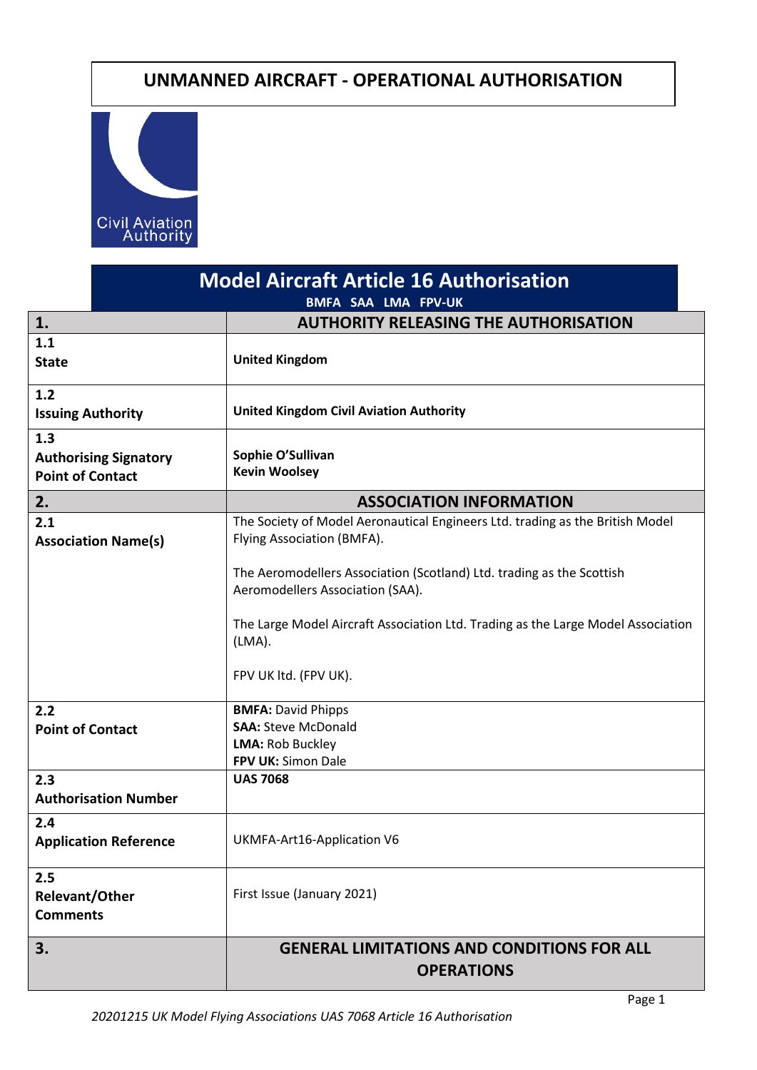# UNMANNED AIRCRAFT - OPERATIONAL AUTHORISATION

## Model Aircraft Article 16 Authorisation

**BMFA SAA LMA FPV-UK**

| | |
|---|---|
| **1.** | **AUTHORITY RELEASING THE AUTHORISATION** |
| **1.1** **State** | **United Kingdom** |
| **1.2** **Issuing Authority** | **United Kingdom Civil Aviation Authority** |
| **1.3** **Authorising Signatory** **Point of Contact** | **Sophie O'Sullivan** **Kevin Woolsey** |
| **2.** | **ASSOCIATION INFORMATION** |
| **2.1** **Association Name(s)** | The Society of Model Aeronautical Engineers Ltd. trading as the British Model Flying Association (BMFA).<br><br>The Aeromodellers Association (Scotland) Ltd. trading as the Scottish Aeromodellers Association (SAA).<br><br>The Large Model Aircraft Association Ltd. Trading as the Large Model Association (LMA).<br><br>FPV UK ltd. (FPV UK). |
| **2.2** **Point of Contact** | **BMFA:** David Phipps<br>**SAA:** Steve McDonald<br>**LMA:** Rob Buckley<br>**FPV UK:** Simon Dale |
| **2.3** **Authorisation Number** | **UAS 7068** |
| **2.4** **Application Reference** | UKMFA-Art16-Application V6 |
| **2.5** **Relevant/Other Comments** | First Issue (January 2021) |
| **3.** | **GENERAL LIMITATIONS AND CONDITIONS FOR ALL OPERATIONS** |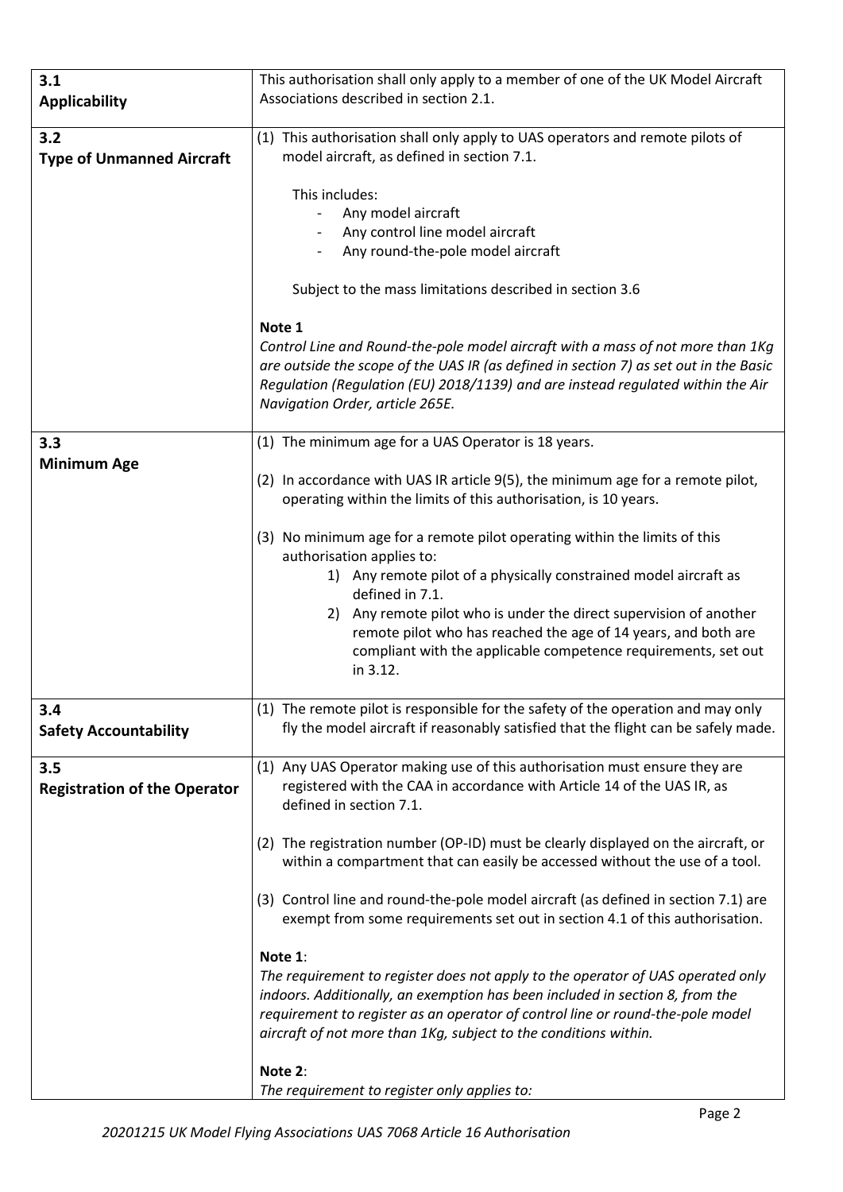| | |
|---|---|
| **3.1** **Applicability** | This authorisation shall only apply to a member of one of the UK Model Aircraft Associations described in section 2.1. |
| **3.2** **Type of Unmanned Aircraft** | (1) This authorisation shall only apply to UAS operators and remote pilots of model aircraft, as defined in section 7.1.<br><br>This includes:<br>- Any model aircraft<br>- Any control line model aircraft<br>- Any round-the-pole model aircraft<br><br>Subject to the mass limitations described in section 3.6<br><br>**Note 1**<br>*Control Line and Round-the-pole model aircraft with a mass of not more than 1Kg are outside the scope of the UAS IR (as defined in section 7) as set out in the Basic Regulation (Regulation (EU) 2018/1139) and are instead regulated within the Air Navigation Order, article 265E.* |
| **3.3** **Minimum Age** | (1) The minimum age for a UAS Operator is 18 years.<br><br>(2) In accordance with UAS IR article 9(5), the minimum age for a remote pilot, operating within the limits of this authorisation, is 10 years.<br><br>(3) No minimum age for a remote pilot operating within the limits of this authorisation applies to:<br>1) Any remote pilot of a physically constrained model aircraft as defined in 7.1.<br>2) Any remote pilot who is under the direct supervision of another remote pilot who has reached the age of 14 years, and both are compliant with the applicable competence requirements, set out in 3.12. |
| **3.4** **Safety Accountability** | (1) The remote pilot is responsible for the safety of the operation and may only fly the model aircraft if reasonably satisfied that the flight can be safely made. |
| **3.5** **Registration of the Operator** | (1) Any UAS Operator making use of this authorisation must ensure they are registered with the CAA in accordance with Article 14 of the UAS IR, as defined in section 7.1.<br><br>(2) The registration number (OP-ID) must be clearly displayed on the aircraft, or within a compartment that can easily be accessed without the use of a tool.<br><br>(3) Control line and round-the-pole model aircraft (as defined in section 7.1) are exempt from some requirements set out in section 4.1 of this authorisation.<br><br>**Note 1**:<br>*The requirement to register does not apply to the operator of UAS operated only indoors. Additionally, an exemption has been included in section 8, from the requirement to register as an operator of control line or round-the-pole model aircraft of not more than 1Kg, subject to the conditions within.*<br><br>**Note 2**:<br>*The requirement to register only applies to:* |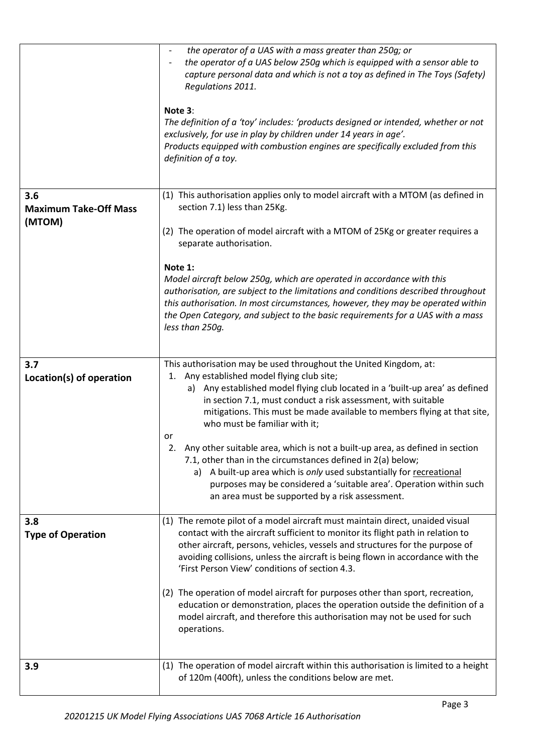| | |
|---|---|
| | - *the operator of a UAS with a mass greater than 250g; or*<br>- *the operator of a UAS below 250g which is equipped with a sensor able to capture personal data and which is not a toy as defined in The Toys (Safety) Regulations 2011.*<br><br>**Note 3**:<br>*The definition of a 'toy' includes: 'products designed or intended, whether or not exclusively, for use in play by children under 14 years in age'.*<br>*Products equipped with combustion engines are specifically excluded from this definition of a toy.* |
| **3.6**<br>**Maximum Take-Off Mass (MTOM)** | (1) This authorisation applies only to model aircraft with a MTOM (as defined in section 7.1) less than 25Kg.<br><br>(2) The operation of model aircraft with a MTOM of 25Kg or greater requires a separate authorisation.<br><br>**Note 1:**<br>*Model aircraft below 250g, which are operated in accordance with this authorisation, are subject to the limitations and conditions described throughout this authorisation. In most circumstances, however, they may be operated within the Open Category, and subject to the basic requirements for a UAS with a mass less than 250g.* |
| **3.7**<br>**Location(s) of operation** | This authorisation may be used throughout the United Kingdom, at:<br>1. Any established model flying club site;<br>&nbsp;&nbsp;&nbsp;a) Any established model flying club located in a 'built-up area' as defined in section 7.1, must conduct a risk assessment, with suitable mitigations. This must be made available to members flying at that site, who must be familiar with it;<br><br>or<br>2. Any other suitable area, which is not a built-up area, as defined in section 7.1, other than in the circumstances defined in 2(a) below;<br>&nbsp;&nbsp;&nbsp;a) A built-up area which is *only* used substantially for <u>recreational</u> purposes may be considered a 'suitable area'. Operation within such an area must be supported by a risk assessment. |
| **3.8**<br>**Type of Operation** | (1) The remote pilot of a model aircraft must maintain direct, unaided visual contact with the aircraft sufficient to monitor its flight path in relation to other aircraft, persons, vehicles, vessels and structures for the purpose of avoiding collisions, unless the aircraft is being flown in accordance with the 'First Person View' conditions of section 4.3.<br><br>(2) The operation of model aircraft for purposes other than sport, recreation, education or demonstration, places the operation outside the definition of a model aircraft, and therefore this authorisation may not be used for such operations. |
| **3.9** | (1) The operation of model aircraft within this authorisation is limited to a height of 120m (400ft), unless the conditions below are met. |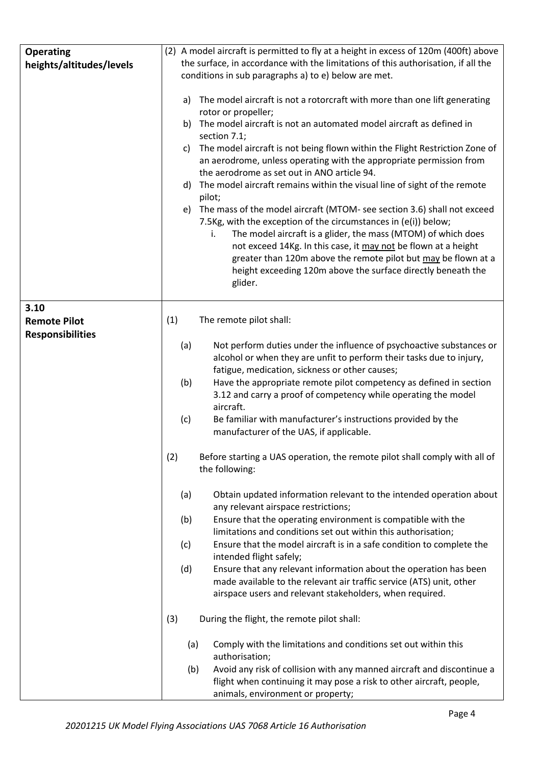| | |
|---|---|
| **Operating heights/altitudes/levels** | (2) A model aircraft is permitted to fly at a height in excess of 120m (400ft) above the surface, in accordance with the limitations of this authorisation, if all the conditions in sub paragraphs a) to e) below are met.<br><br>a) The model aircraft is not a rotorcraft with more than one lift generating rotor or propeller;<br>b) The model aircraft is not an automated model aircraft as defined in section 7.1;<br>c) The model aircraft is not being flown within the Flight Restriction Zone of an aerodrome, unless operating with the appropriate permission from the aerodrome as set out in ANO article 94.<br>d) The model aircraft remains within the visual line of sight of the remote pilot;<br>e) The mass of the model aircraft (MTOM- see section 3.6) shall not exceed 7.5Kg, with the exception of the circumstances in (e(i)) below;<br>&nbsp;&nbsp;&nbsp;&nbsp;i. The model aircraft is a glider, the mass (MTOM) of which does not exceed 14Kg. In this case, it <u>may not</u> be flown at a height greater than 120m above the remote pilot but <u>may</u> be flown at a height exceeding 120m above the surface directly beneath the glider. |
| **3.10 Remote Pilot Responsibilities** | (1) The remote pilot shall:<br><br>(a) Not perform duties under the influence of psychoactive substances or alcohol or when they are unfit to perform their tasks due to injury, fatigue, medication, sickness or other causes;<br>(b) Have the appropriate remote pilot competency as defined in section 3.12 and carry a proof of competency while operating the model aircraft.<br>(c) Be familiar with manufacturer's instructions provided by the manufacturer of the UAS, if applicable.<br><br>(2) Before starting a UAS operation, the remote pilot shall comply with all of the following:<br><br>(a) Obtain updated information relevant to the intended operation about any relevant airspace restrictions;<br>(b) Ensure that the operating environment is compatible with the limitations and conditions set out within this authorisation;<br>(c) Ensure that the model aircraft is in a safe condition to complete the intended flight safely;<br>(d) Ensure that any relevant information about the operation has been made available to the relevant air traffic service (ATS) unit, other airspace users and relevant stakeholders, when required.<br><br>(3) During the flight, the remote pilot shall:<br><br>(a) Comply with the limitations and conditions set out within this authorisation;<br>(b) Avoid any risk of collision with any manned aircraft and discontinue a flight when continuing it may pose a risk to other aircraft, people, animals, environment or property; |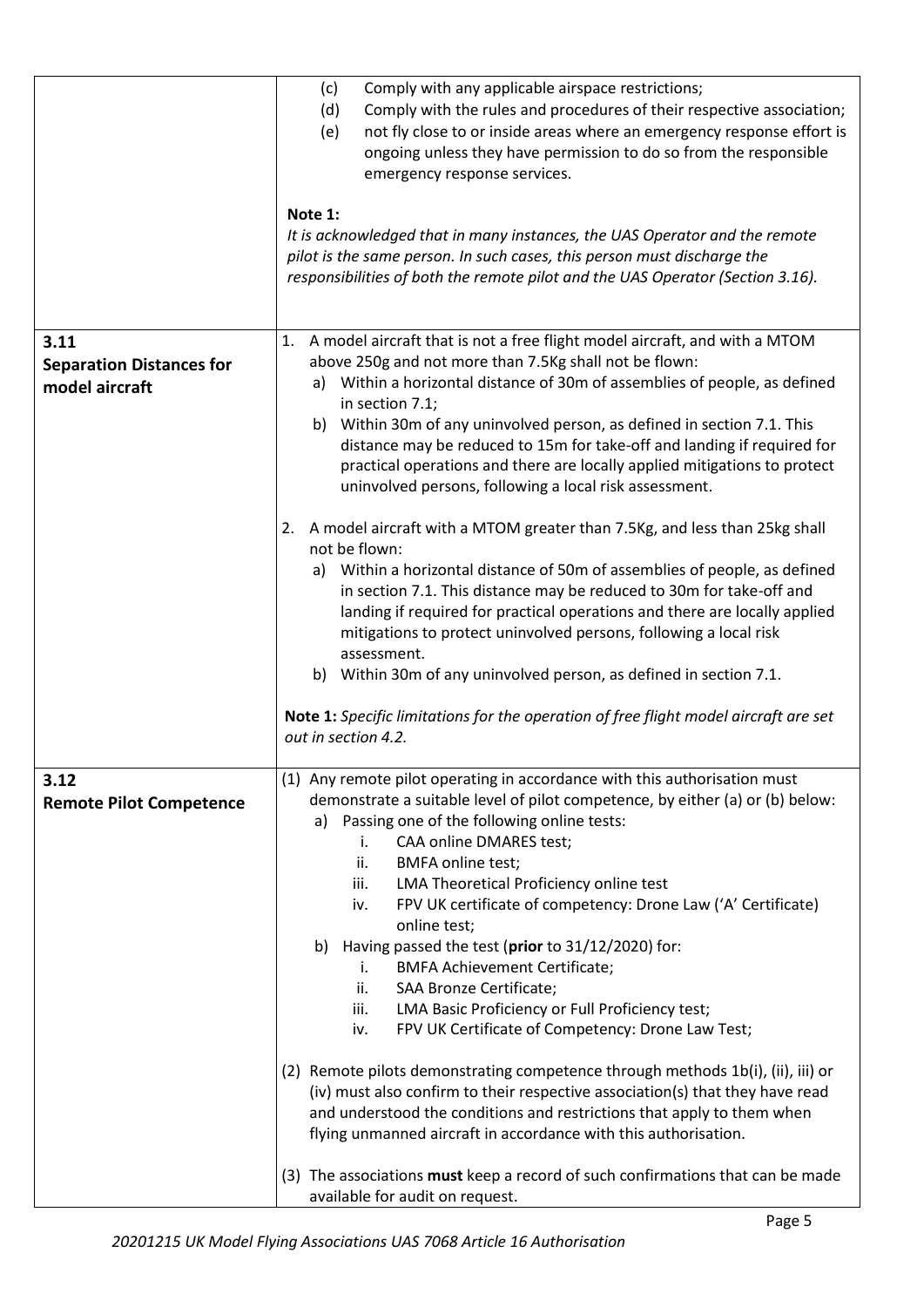| | |
|---|---|
| | (c) Comply with any applicable airspace restrictions;<br>(d) Comply with the rules and procedures of their respective association;<br>(e) not fly close to or inside areas where an emergency response effort is ongoing unless they have permission to do so from the responsible emergency response services.<br><br>**Note 1:**<br>*It is acknowledged that in many instances, the UAS Operator and the remote pilot is the same person. In such cases, this person must discharge the responsibilities of both the remote pilot and the UAS Operator (Section 3.16).* |
| **3.11**<br>**Separation Distances for model aircraft** | 1. A model aircraft that is not a free flight model aircraft, and with a MTOM above 250g and not more than 7.5Kg shall not be flown:<br>a) Within a horizontal distance of 30m of assemblies of people, as defined in section 7.1;<br>b) Within 30m of any uninvolved person, as defined in section 7.1. This distance may be reduced to 15m for take-off and landing if required for practical operations and there are locally applied mitigations to protect uninvolved persons, following a local risk assessment.<br><br>2. A model aircraft with a MTOM greater than 7.5Kg, and less than 25kg shall not be flown:<br>a) Within a horizontal distance of 50m of assemblies of people, as defined in section 7.1. This distance may be reduced to 30m for take-off and landing if required for practical operations and there are locally applied mitigations to protect uninvolved persons, following a local risk assessment.<br>b) Within 30m of any uninvolved person, as defined in section 7.1.<br><br>**Note 1:** *Specific limitations for the operation of free flight model aircraft are set out in section 4.2.* |
| **3.12**<br>**Remote Pilot Competence** | (1) Any remote pilot operating in accordance with this authorisation must demonstrate a suitable level of pilot competence, by either (a) or (b) below:<br>a) Passing one of the following online tests:<br>i. CAA online DMARES test;<br>ii. BMFA online test;<br>iii. LMA Theoretical Proficiency online test<br>iv. FPV UK certificate of competency: Drone Law ('A' Certificate) online test;<br>b) Having passed the test (**prior** to 31/12/2020) for:<br>i. BMFA Achievement Certificate;<br>ii. SAA Bronze Certificate;<br>iii. LMA Basic Proficiency or Full Proficiency test;<br>iv. FPV UK Certificate of Competency: Drone Law Test;<br><br>(2) Remote pilots demonstrating competence through methods 1b(i), (ii), iii) or (iv) must also confirm to their respective association(s) that they have read and understood the conditions and restrictions that apply to them when flying unmanned aircraft in accordance with this authorisation.<br><br>(3) The associations **must** keep a record of such confirmations that can be made available for audit on request. |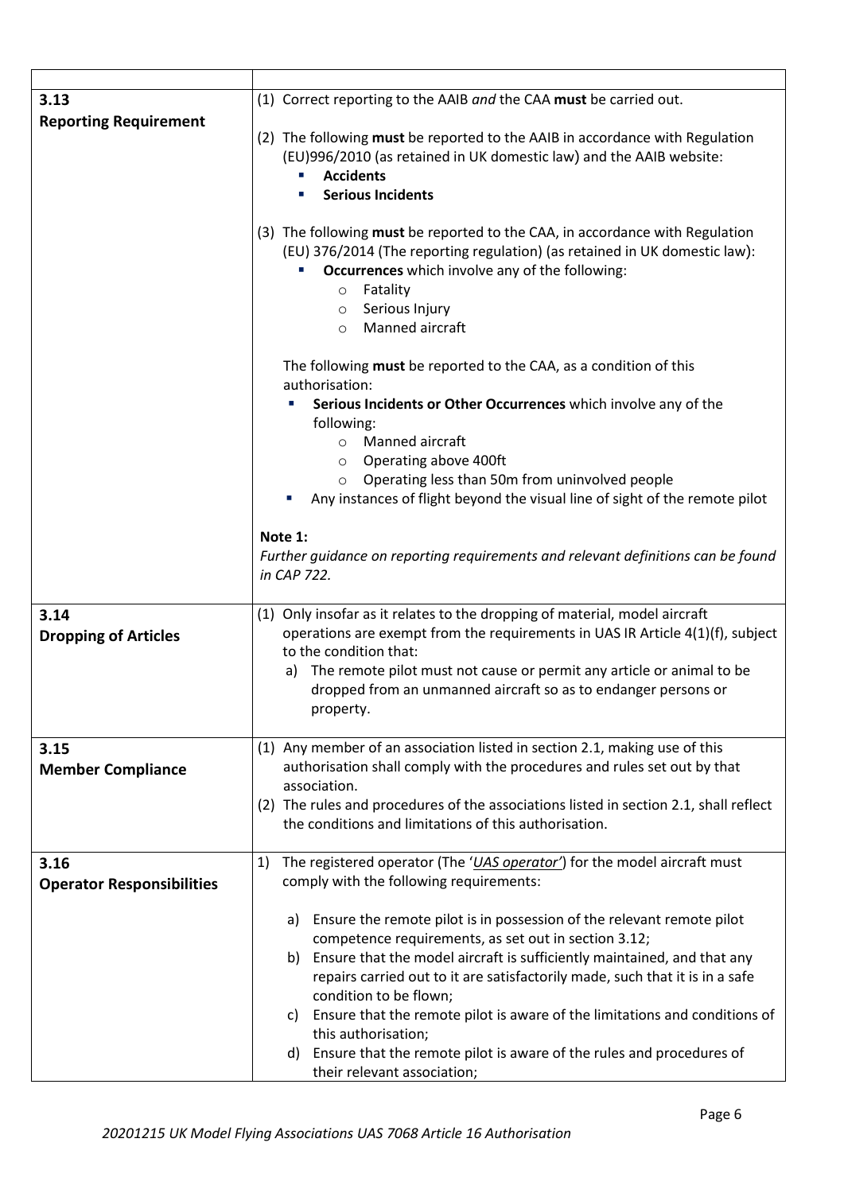| | |
|---|---|
| **3.13** **Reporting Requirement** | (1) Correct reporting to the AAIB *and* the CAA **must** be carried out.<br><br>(2) The following **must** be reported to the AAIB in accordance with Regulation (EU)996/2010 (as retained in UK domestic law) and the AAIB website:<br>▪ **Accidents**<br>▪ **Serious Incidents**<br><br>(3) The following **must** be reported to the CAA, in accordance with Regulation (EU) 376/2014 (The reporting regulation) (as retained in UK domestic law):<br>▪ **Occurrences** which involve any of the following:<br>  ○ Fatality<br>  ○ Serious Injury<br>  ○ Manned aircraft<br><br>The following **must** be reported to the CAA, as a condition of this authorisation:<br>▪ **Serious Incidents or Other Occurrences** which involve any of the following:<br>  ○ Manned aircraft<br>  ○ Operating above 400ft<br>  ○ Operating less than 50m from uninvolved people<br>▪ Any instances of flight beyond the visual line of sight of the remote pilot<br><br>**Note 1:**<br>*Further guidance on reporting requirements and relevant definitions can be found in CAP 722.* |
| **3.14** **Dropping of Articles** | (1) Only insofar as it relates to the dropping of material, model aircraft operations are exempt from the requirements in UAS IR Article 4(1)(f), subject to the condition that:<br>a) The remote pilot must not cause or permit any article or animal to be dropped from an unmanned aircraft so as to endanger persons or property. |
| **3.15** **Member Compliance** | (1) Any member of an association listed in section 2.1, making use of this authorisation shall comply with the procedures and rules set out by that association.<br>(2) The rules and procedures of the associations listed in section 2.1, shall reflect the conditions and limitations of this authorisation. |
| **3.16** **Operator Responsibilities** | 1) The registered operator (The '*UAS operator*') for the model aircraft must comply with the following requirements:<br><br>a) Ensure the remote pilot is in possession of the relevant remote pilot competence requirements, as set out in section 3.12;<br>b) Ensure that the model aircraft is sufficiently maintained, and that any repairs carried out to it are satisfactorily made, such that it is in a safe condition to be flown;<br>c) Ensure that the remote pilot is aware of the limitations and conditions of this authorisation;<br>d) Ensure that the remote pilot is aware of the rules and procedures of their relevant association; |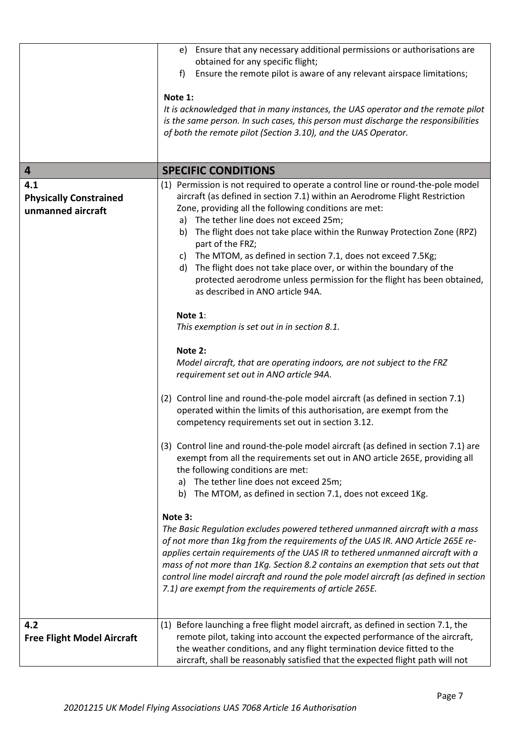| | |
|---|---|
| | e) Ensure that any necessary additional permissions or authorisations are obtained for any specific flight;<br>f) Ensure the remote pilot is aware of any relevant airspace limitations;<br><br>**Note 1:**<br>*It is acknowledged that in many instances, the UAS operator and the remote pilot is the same person. In such cases, this person must discharge the responsibilities of both the remote pilot (Section 3.10), and the UAS Operator.* |
| **4** | **SPECIFIC CONDITIONS** |
| **4.1 Physically Constrained unmanned aircraft** | (1) Permission is not required to operate a control line or round-the-pole model aircraft (as defined in section 7.1) within an Aerodrome Flight Restriction Zone, providing all the following conditions are met:<br>a) The tether line does not exceed 25m;<br>b) The flight does not take place within the Runway Protection Zone (RPZ) part of the FRZ;<br>c) The MTOM, as defined in section 7.1, does not exceed 7.5Kg;<br>d) The flight does not take place over, or within the boundary of the protected aerodrome unless permission for the flight has been obtained, as described in ANO article 94A.<br><br>**Note 1**:<br>*This exemption is set out in in section 8.1.*<br><br>**Note 2:**<br>*Model aircraft, that are operating indoors, are not subject to the FRZ requirement set out in ANO article 94A.*<br><br>(2) Control line and round-the-pole model aircraft (as defined in section 7.1) operated within the limits of this authorisation, are exempt from the competency requirements set out in section 3.12.<br><br>(3) Control line and round-the-pole model aircraft (as defined in section 7.1) are exempt from all the requirements set out in ANO article 265E, providing all the following conditions are met:<br>a) The tether line does not exceed 25m;<br>b) The MTOM, as defined in section 7.1, does not exceed 1Kg.<br><br>**Note 3:**<br>*The Basic Regulation excludes powered tethered unmanned aircraft with a mass of not more than 1kg from the requirements of the UAS IR. ANO Article 265E re-applies certain requirements of the UAS IR to tethered unmanned aircraft with a mass of not more than 1Kg. Section 8.2 contains an exemption that sets out that control line model aircraft and round the pole model aircraft (as defined in section 7.1) are exempt from the requirements of article 265E.* |
| **4.2 Free Flight Model Aircraft** | (1) Before launching a free flight model aircraft, as defined in section 7.1, the remote pilot, taking into account the expected performance of the aircraft, the weather conditions, and any flight termination device fitted to the aircraft, shall be reasonably satisfied that the expected flight path will not |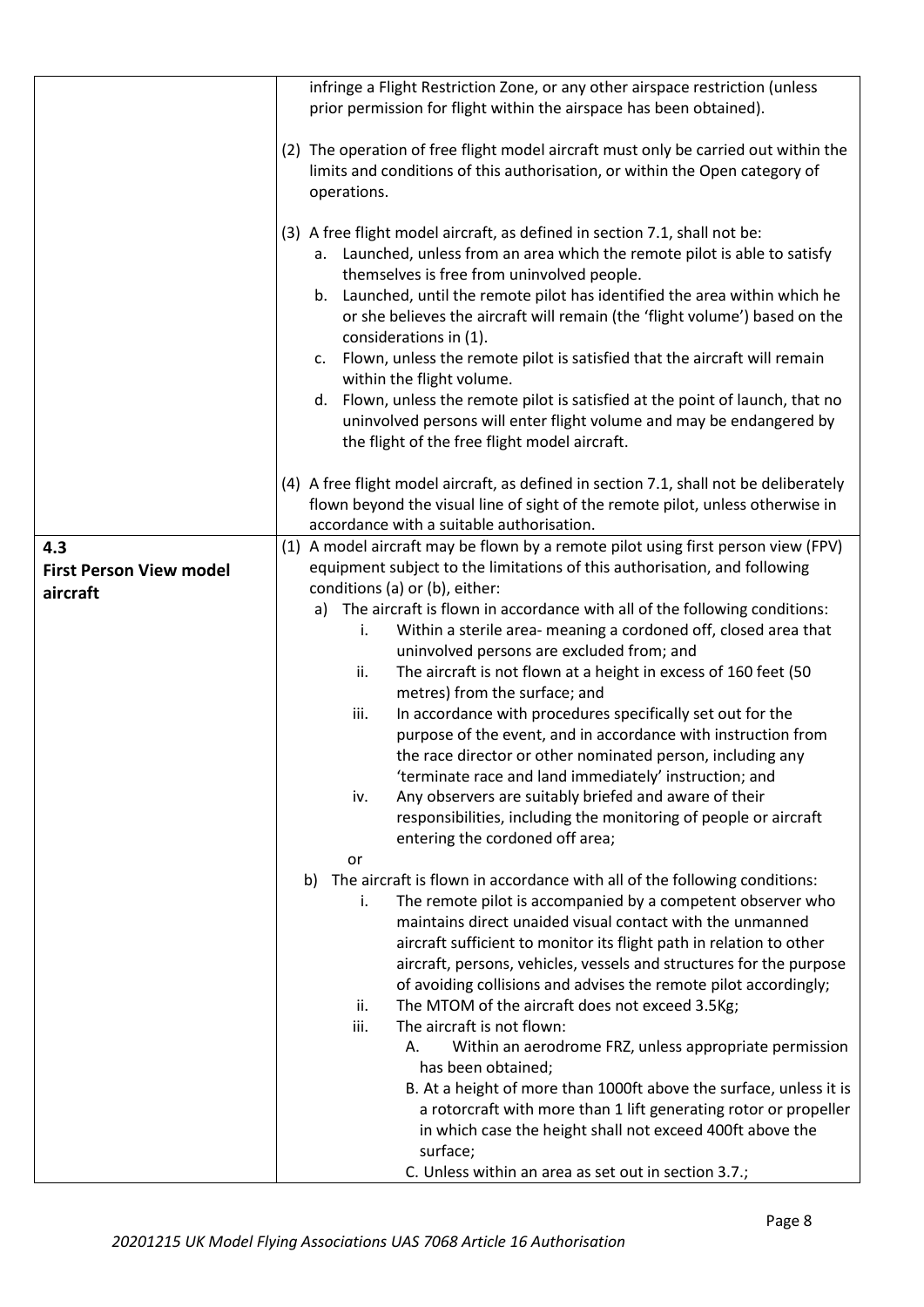| | |
|---|---|
| | infringe a Flight Restriction Zone, or any other airspace restriction (unless prior permission for flight within the airspace has been obtained).<br><br>(2) The operation of free flight model aircraft must only be carried out within the limits and conditions of this authorisation, or within the Open category of operations.<br><br>(3) A free flight model aircraft, as defined in section 7.1, shall not be:<br>a. Launched, unless from an area which the remote pilot is able to satisfy themselves is free from uninvolved people.<br>b. Launched, until the remote pilot has identified the area within which he or she believes the aircraft will remain (the 'flight volume') based on the considerations in (1).<br>c. Flown, unless the remote pilot is satisfied that the aircraft will remain within the flight volume.<br>d. Flown, unless the remote pilot is satisfied at the point of launch, that no uninvolved persons will enter flight volume and may be endangered by the flight of the free flight model aircraft.<br><br>(4) A free flight model aircraft, as defined in section 7.1, shall not be deliberately flown beyond the visual line of sight of the remote pilot, unless otherwise in accordance with a suitable authorisation. |
| **4.3**<br>**First Person View model aircraft** | (1) A model aircraft may be flown by a remote pilot using first person view (FPV) equipment subject to the limitations of this authorisation, and following conditions (a) or (b), either:<br>a) The aircraft is flown in accordance with all of the following conditions:<br>i. Within a sterile area- meaning a cordoned off, closed area that uninvolved persons are excluded from; and<br>ii. The aircraft is not flown at a height in excess of 160 feet (50 metres) from the surface; and<br>iii. In accordance with procedures specifically set out for the purpose of the event, and in accordance with instruction from the race director or other nominated person, including any 'terminate race and land immediately' instruction; and<br>iv. Any observers are suitably briefed and aware of their responsibilities, including the monitoring of people or aircraft entering the cordoned off area;<br>or<br>b) The aircraft is flown in accordance with all of the following conditions:<br>i. The remote pilot is accompanied by a competent observer who maintains direct unaided visual contact with the unmanned aircraft sufficient to monitor its flight path in relation to other aircraft, persons, vehicles, vessels and structures for the purpose of avoiding collisions and advises the remote pilot accordingly;<br>ii. The MTOM of the aircraft does not exceed 3.5Kg;<br>iii. The aircraft is not flown:<br>A. Within an aerodrome FRZ, unless appropriate permission has been obtained;<br>B. At a height of more than 1000ft above the surface, unless it is a rotorcraft with more than 1 lift generating rotor or propeller in which case the height shall not exceed 400ft above the surface;<br>C. Unless within an area as set out in section 3.7.; |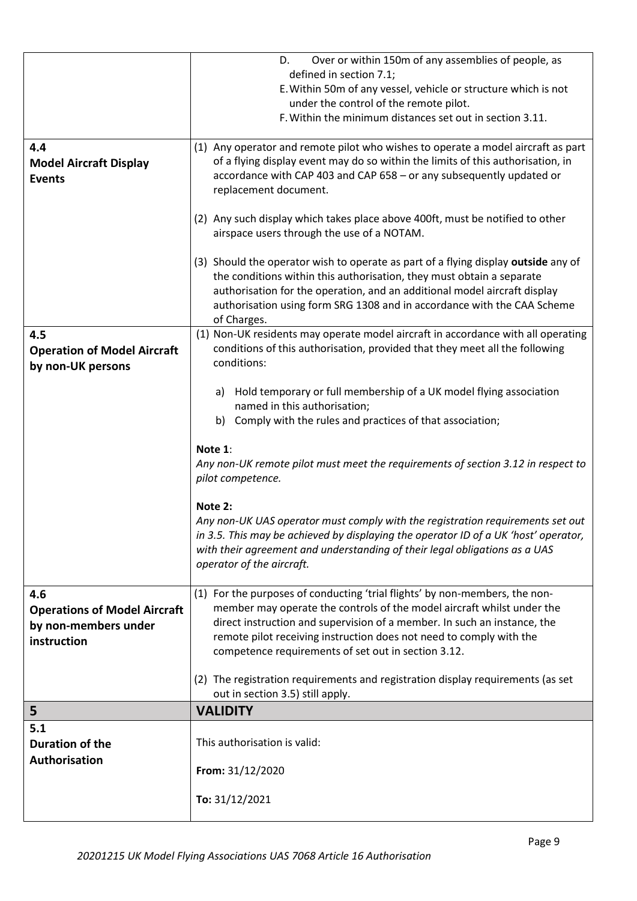| | |
|---|---|
| | D. Over or within 150m of any assemblies of people, as defined in section 7.1;<br>E. Within 50m of any vessel, vehicle or structure which is not under the control of the remote pilot.<br>F. Within the minimum distances set out in section 3.11. |
| **4.4**<br>**Model Aircraft Display Events** | (1) Any operator and remote pilot who wishes to operate a model aircraft as part of a flying display event may do so within the limits of this authorisation, in accordance with CAP 403 and CAP 658 – or any subsequently updated or replacement document.<br><br>(2) Any such display which takes place above 400ft, must be notified to other airspace users through the use of a NOTAM.<br><br>(3) Should the operator wish to operate as part of a flying display **outside** any of the conditions within this authorisation, they must obtain a separate authorisation for the operation, and an additional model aircraft display authorisation using form SRG 1308 and in accordance with the CAA Scheme of Charges. |
| **4.5**<br>**Operation of Model Aircraft by non-UK persons** | (1) Non-UK residents may operate model aircraft in accordance with all operating conditions of this authorisation, provided that they meet all the following conditions:<br><br>a) Hold temporary or full membership of a UK model flying association named in this authorisation;<br>b) Comply with the rules and practices of that association;<br><br>**Note 1**:<br>*Any non-UK remote pilot must meet the requirements of section 3.12 in respect to pilot competence.*<br><br>**Note 2:**<br>*Any non-UK UAS operator must comply with the registration requirements set out in 3.5. This may be achieved by displaying the operator ID of a UK 'host' operator, with their agreement and understanding of their legal obligations as a UAS operator of the aircraft.* |
| **4.6**<br>**Operations of Model Aircraft by non-members under instruction** | (1) For the purposes of conducting 'trial flights' by non-members, the non-member may operate the controls of the model aircraft whilst under the direct instruction and supervision of a member. In such an instance, the remote pilot receiving instruction does not need to comply with the competence requirements of set out in section 3.12.<br><br>(2) The registration requirements and registration display requirements (as set out in section 3.5) still apply. |
| **5** | **VALIDITY** |
| **5.1**<br>**Duration of the Authorisation** | This authorisation is valid:<br><br>**From:** 31/12/2020<br><br>**To:** 31/12/2021 |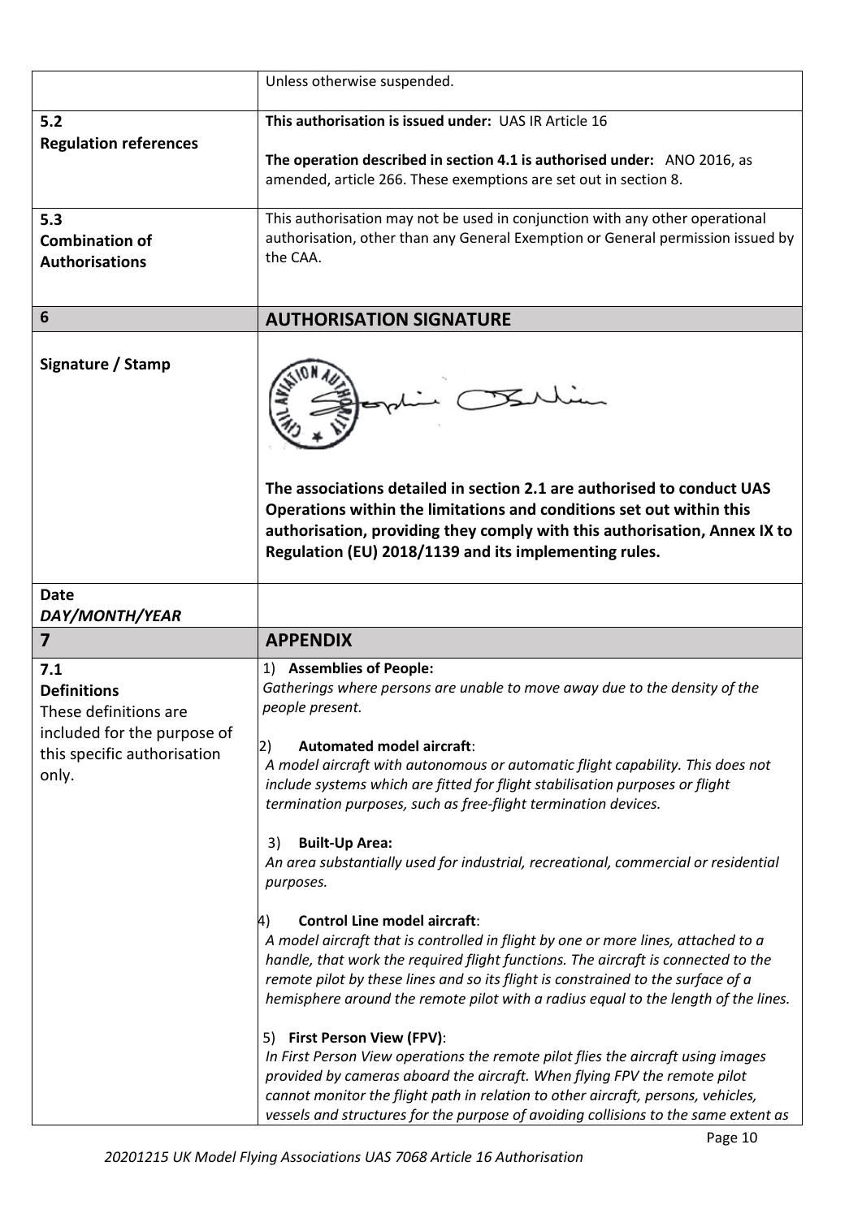| | |
|---|---|
| | Unless otherwise suspended. |
| **5.2**<br>**Regulation references** | **This authorisation is issued under:** UAS IR Article 16<br><br>**The operation described in section 4.1 is authorised under:** ANO 2016, as amended, article 266. These exemptions are set out in section 8. |
| **5.3**<br>**Combination of Authorisations** | This authorisation may not be used in conjunction with any other operational authorisation, other than any General Exemption or General permission issued by the CAA. |
| **6** | **AUTHORISATION SIGNATURE** |
| **Signature / Stamp** | **The associations detailed in section 2.1 are authorised to conduct UAS Operations within the limitations and conditions set out within this authorisation, providing they comply with this authorisation, Annex IX to Regulation (EU) 2018/1139 and its implementing rules.** |
| **Date**<br>***DAY/MONTH/YEAR*** | |
| **7** | **APPENDIX** |
| **7.1**<br>**Definitions**<br>These definitions are included for the purpose of this specific authorisation only. | 1) **Assemblies of People:**<br>*Gatherings where persons are unable to move away due to the density of the people present.*<br><br>2) **Automated model aircraft**:<br>*A model aircraft with autonomous or automatic flight capability. This does not include systems which are fitted for flight stabilisation purposes or flight termination purposes, such as free-flight termination devices.*<br><br>3) **Built-Up Area:**<br>*An area substantially used for industrial, recreational, commercial or residential purposes.*<br><br>4) **Control Line model aircraft**:<br>*A model aircraft that is controlled in flight by one or more lines, attached to a handle, that work the required flight functions. The aircraft is connected to the remote pilot by these lines and so its flight is constrained to the surface of a hemisphere around the remote pilot with a radius equal to the length of the lines.*<br><br>5) **First Person View (FPV)**:<br>*In First Person View operations the remote pilot flies the aircraft using images provided by cameras aboard the aircraft. When flying FPV the remote pilot cannot monitor the flight path in relation to other aircraft, persons, vehicles, vessels and structures for the purpose of avoiding collisions to the same extent as* |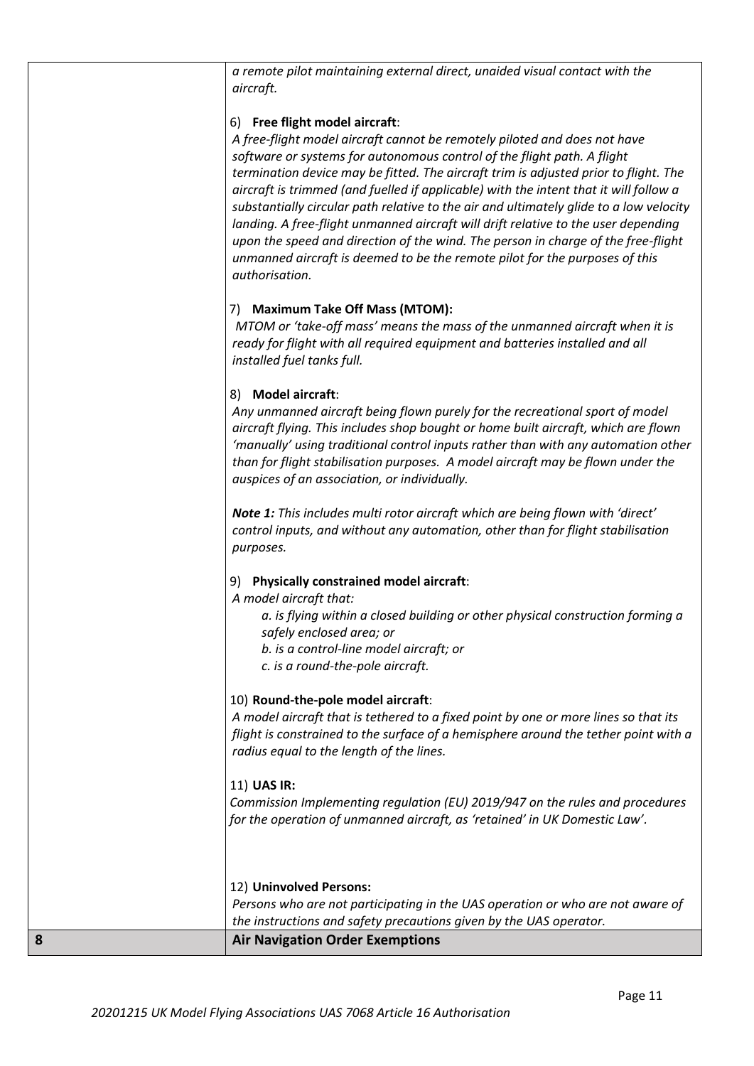| | |
|---|---|
| | *a remote pilot maintaining external direct, unaided visual contact with the aircraft.*<br><br>6) **Free flight model aircraft**:<br>*A free-flight model aircraft cannot be remotely piloted and does not have software or systems for autonomous control of the flight path. A flight termination device may be fitted. The aircraft trim is adjusted prior to flight. The aircraft is trimmed (and fuelled if applicable) with the intent that it will follow a substantially circular path relative to the air and ultimately glide to a low velocity landing. A free-flight unmanned aircraft will drift relative to the user depending upon the speed and direction of the wind. The person in charge of the free-flight unmanned aircraft is deemed to be the remote pilot for the purposes of this authorisation.*<br><br>7) **Maximum Take Off Mass (MTOM):**<br>*MTOM or 'take-off mass' means the mass of the unmanned aircraft when it is ready for flight with all required equipment and batteries installed and all installed fuel tanks full.*<br><br>8) **Model aircraft**:<br>*Any unmanned aircraft being flown purely for the recreational sport of model aircraft flying. This includes shop bought or home built aircraft, which are flown 'manually' using traditional control inputs rather than with any automation other than for flight stabilisation purposes. A model aircraft may be flown under the auspices of an association, or individually.*<br><br>***Note 1:*** *This includes multi rotor aircraft which are being flown with 'direct' control inputs, and without any automation, other than for flight stabilisation purposes.*<br><br>9) **Physically constrained model aircraft**:<br>*A model aircraft that:*<br>*a. is flying within a closed building or other physical construction forming a safely enclosed area; or*<br>*b. is a control-line model aircraft; or*<br>*c. is a round-the-pole aircraft.*<br><br>10) **Round-the-pole model aircraft**:<br>*A model aircraft that is tethered to a fixed point by one or more lines so that its flight is constrained to the surface of a hemisphere around the tether point with a radius equal to the length of the lines.*<br><br>11) **UAS IR:**<br>*Commission Implementing regulation (EU) 2019/947 on the rules and procedures for the operation of unmanned aircraft, as 'retained' in UK Domestic Law'.*<br><br>12) **Uninvolved Persons:**<br>*Persons who are not participating in the UAS operation or who are not aware of the instructions and safety precautions given by the UAS operator.* |
| **8** | **Air Navigation Order Exemptions** |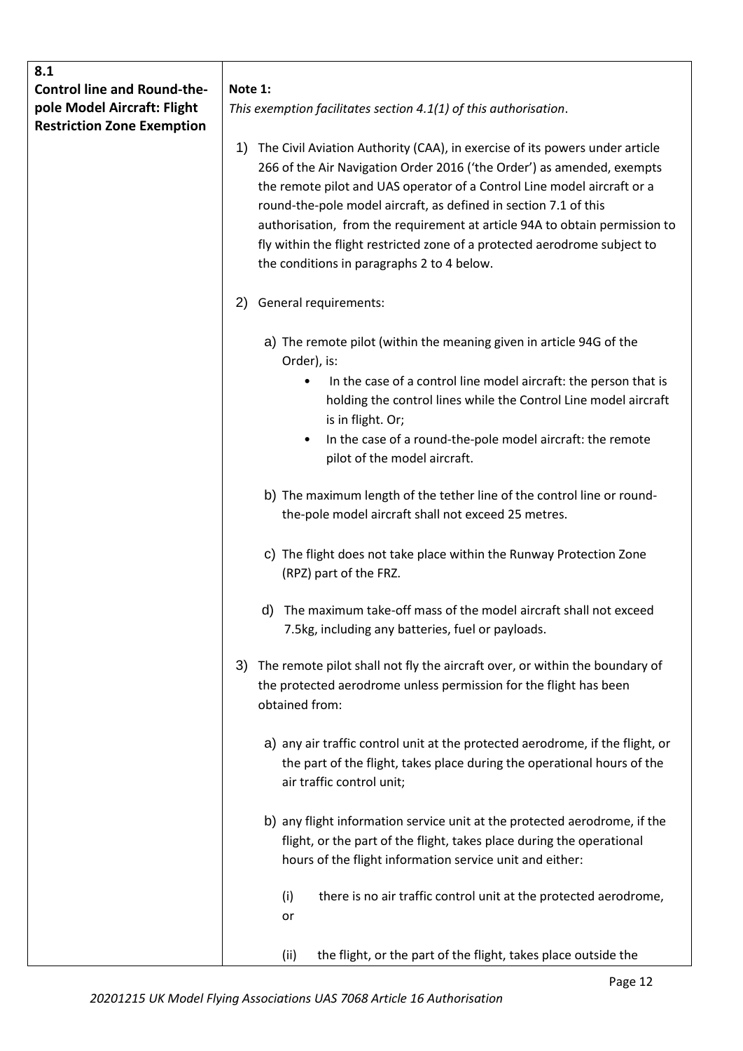## 8.1 Control line and Round-the-pole Model Aircraft: Flight Restriction Zone Exemption

**Note 1:**

*This exemption facilitates section 4.1(1) of this authorisation*.

1) The Civil Aviation Authority (CAA), in exercise of its powers under article 266 of the Air Navigation Order 2016 ('the Order') as amended, exempts the remote pilot and UAS operator of a Control Line model aircraft or a round-the-pole model aircraft, as defined in section 7.1 of this authorisation, from the requirement at article 94A to obtain permission to fly within the flight restricted zone of a protected aerodrome subject to the conditions in paragraphs 2 to 4 below.

2) General requirements:

   a) The remote pilot (within the meaning given in article 94G of the Order), is:
      - In the case of a control line model aircraft: the person that is holding the control lines while the Control Line model aircraft is in flight. Or;
      - In the case of a round-the-pole model aircraft: the remote pilot of the model aircraft.

   b) The maximum length of the tether line of the control line or round-the-pole model aircraft shall not exceed 25 metres.

   c) The flight does not take place within the Runway Protection Zone (RPZ) part of the FRZ.

   d) The maximum take-off mass of the model aircraft shall not exceed 7.5kg, including any batteries, fuel or payloads.

3) The remote pilot shall not fly the aircraft over, or within the boundary of the protected aerodrome unless permission for the flight has been obtained from:

   a) any air traffic control unit at the protected aerodrome, if the flight, or the part of the flight, takes place during the operational hours of the air traffic control unit;

   b) any flight information service unit at the protected aerodrome, if the flight, or the part of the flight, takes place during the operational hours of the flight information service unit and either:

      (i) there is no air traffic control unit at the protected aerodrome, or

      (ii) the flight, or the part of the flight, takes place outside the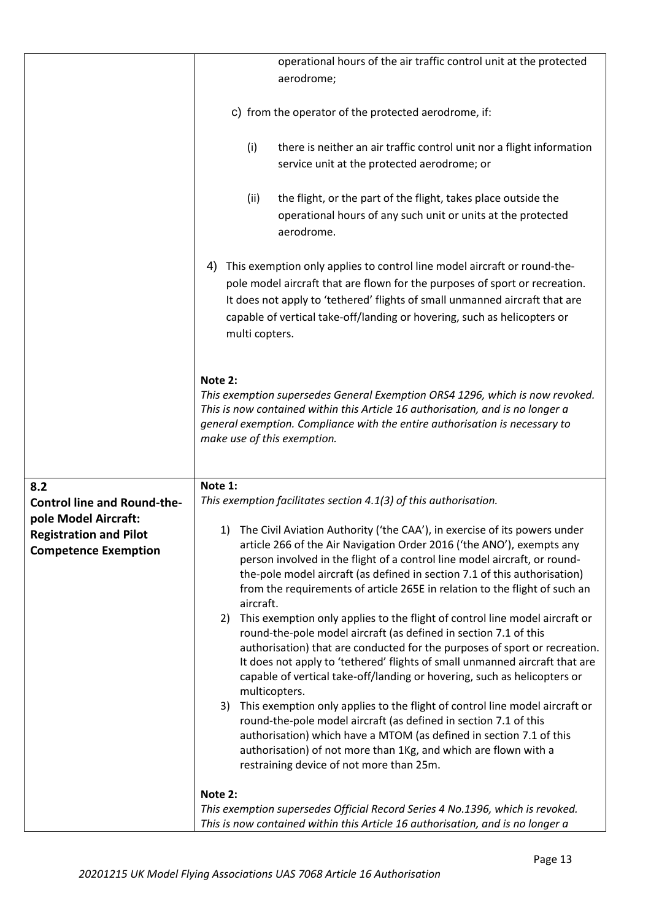| | |
|---|---|
| | operational hours of the air traffic control unit at the protected aerodrome;<br><br>c) from the operator of the protected aerodrome, if:<br><br>(i) there is neither an air traffic control unit nor a flight information service unit at the protected aerodrome; or<br><br>(ii) the flight, or the part of the flight, takes place outside the operational hours of any such unit or units at the protected aerodrome.<br><br>4) This exemption only applies to control line model aircraft or round-the-pole model aircraft that are flown for the purposes of sport or recreation. It does not apply to 'tethered' flights of small unmanned aircraft that are capable of vertical take-off/landing or hovering, such as helicopters or multi copters.<br><br>**Note 2:**<br>*This exemption supersedes General Exemption ORS4 1296, which is now revoked. This is now contained within this Article 16 authorisation, and is no longer a general exemption. Compliance with the entire authorisation is necessary to make use of this exemption.* |
| **8.2**<br>**Control line and Round-the-pole Model Aircraft: Registration and Pilot Competence Exemption** | **Note 1:**<br>*This exemption facilitates section 4.1(3) of this authorisation.*<br><br>1) The Civil Aviation Authority ('the CAA'), in exercise of its powers under article 266 of the Air Navigation Order 2016 ('the ANO'), exempts any person involved in the flight of a control line model aircraft, or round-the-pole model aircraft (as defined in section 7.1 of this authorisation) from the requirements of article 265E in relation to the flight of such an aircraft.<br>2) This exemption only applies to the flight of control line model aircraft or round-the-pole model aircraft (as defined in section 7.1 of this authorisation) that are conducted for the purposes of sport or recreation. It does not apply to 'tethered' flights of small unmanned aircraft that are capable of vertical take-off/landing or hovering, such as helicopters or multicopters.<br>3) This exemption only applies to the flight of control line model aircraft or round-the-pole model aircraft (as defined in section 7.1 of this authorisation) which have a MTOM (as defined in section 7.1 of this authorisation) of not more than 1Kg, and which are flown with a restraining device of not more than 25m.<br><br>**Note 2:**<br>*This exemption supersedes Official Record Series 4 No.1396, which is revoked. This is now contained within this Article 16 authorisation, and is no longer a* |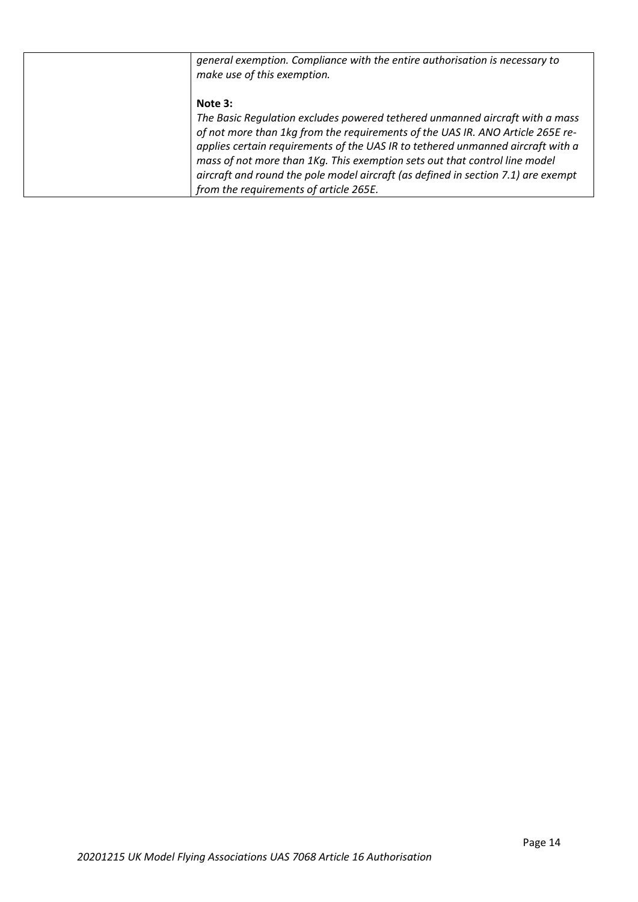| | |
|---|---|
| | *general exemption. Compliance with the entire authorisation is necessary to make use of this exemption.*<br><br>**Note 3:**<br>*The Basic Regulation excludes powered tethered unmanned aircraft with a mass of not more than 1kg from the requirements of the UAS IR. ANO Article 265E re-applies certain requirements of the UAS IR to tethered unmanned aircraft with a mass of not more than 1Kg. This exemption sets out that control line model aircraft and round the pole model aircraft (as defined in section 7.1) are exempt from the requirements of article 265E.* |